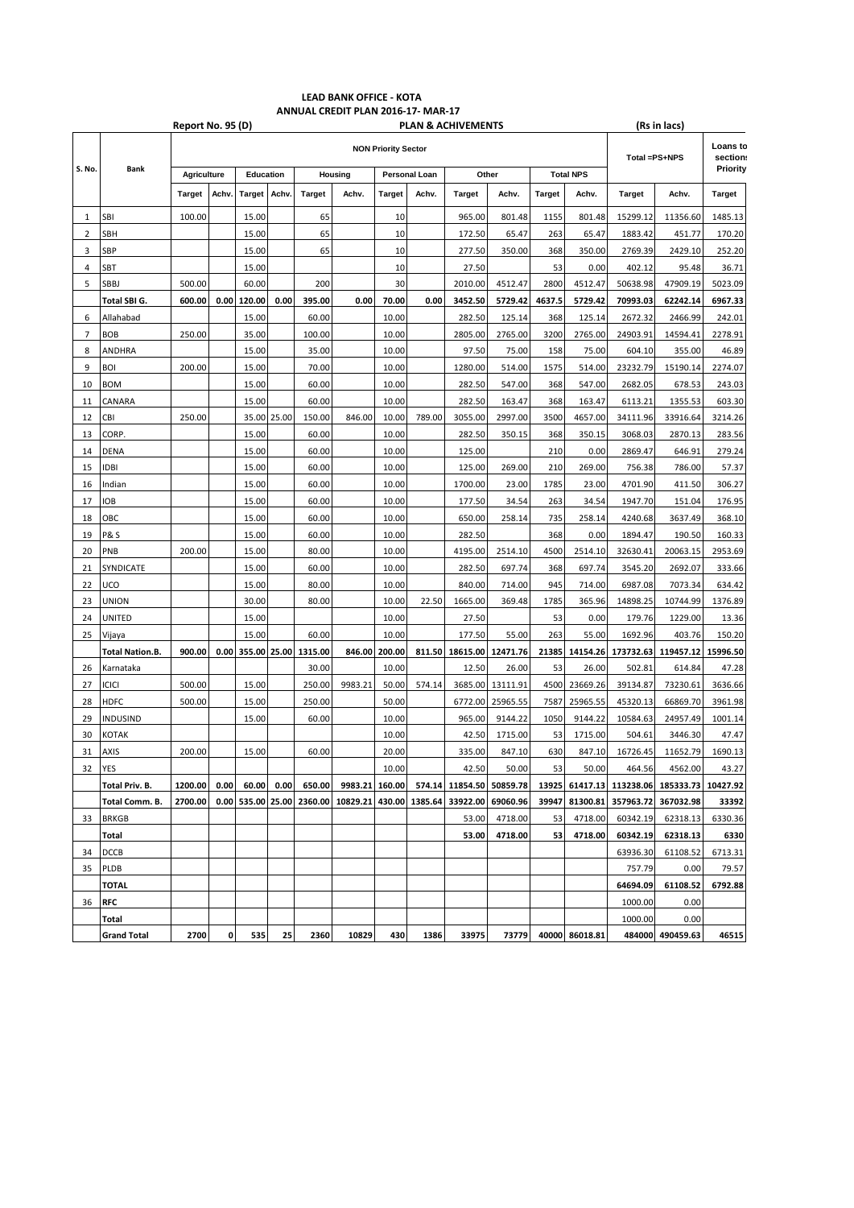# LEAD BANK OFFICE - KOTA

## ANNUAL CREDIT PLAN 2016-17- MAR-17

Report No. 95 (D) — PLAN & ACHIVEMENTS — (Rs in lacs)

| S. No. | Bank | NON Priority Sector | | | | | | | | | | | | Total =PS+NPS | | Loans to sections Priority |
|---|---|---|---|---|---|---|---|---|---|---|---|---|---|---|---|---|
| | | Agriculture | | Education | | Housing | | Personal Loan | | Other | | Total NPS | | | | |
| | | Target | Achv. | Target | Achv. | Target | Achv. | Target | Achv. | Target | Achv. | Target | Achv. | Target | Achv. | Target |
| 1 | SBI | 100.00 | | 15.00 | | 65 | | 10 | | 965.00 | 801.48 | 1155 | 801.48 | 15299.12 | 11356.60 | 1485.13 |
| 2 | SBH | | | 15.00 | | 65 | | 10 | | 172.50 | 65.47 | 263 | 65.47 | 1883.42 | 451.77 | 170.20 |
| 3 | SBP | | | 15.00 | | 65 | | 10 | | 277.50 | 350.00 | 368 | 350.00 | 2769.39 | 2429.10 | 252.20 |
| 4 | SBT | | | 15.00 | | | | 10 | | 27.50 | | 53 | 0.00 | 402.12 | 95.48 | 36.71 |
| 5 | SBBJ | 500.00 | | 60.00 | | 200 | | 30 | | 2010.00 | 4512.47 | 2800 | 4512.47 | 50638.98 | 47909.19 | 5023.09 |
| | **Total SBI G.** | **600.00** | **0.00** | **120.00** | **0.00** | **395.00** | **0.00** | **70.00** | **0.00** | **3452.50** | **5729.42** | **4637.5** | **5729.42** | **70993.03** | **62242.14** | **6967.33** |
| 6 | Allahabad | | | 15.00 | | 60.00 | | 10.00 | | 282.50 | 125.14 | 368 | 125.14 | 2672.32 | 2466.99 | 242.01 |
| 7 | BOB | 250.00 | | 35.00 | | 100.00 | | 10.00 | | 2805.00 | 2765.00 | 3200 | 2765.00 | 24903.91 | 14594.41 | 2278.91 |
| 8 | ANDHRA | | | 15.00 | | 35.00 | | 10.00 | | 97.50 | 75.00 | 158 | 75.00 | 604.10 | 355.00 | 46.89 |
| 9 | BOI | 200.00 | | 15.00 | | 70.00 | | 10.00 | | 1280.00 | 514.00 | 1575 | 514.00 | 23232.79 | 15190.14 | 2274.07 |
| 10 | BOM | | | 15.00 | | 60.00 | | 10.00 | | 282.50 | 547.00 | 368 | 547.00 | 2682.05 | 678.53 | 243.03 |
| 11 | CANARA | | | 15.00 | | 60.00 | | 10.00 | | 282.50 | 163.47 | 368 | 163.47 | 6113.21 | 1355.53 | 603.30 |
| 12 | CBI | 250.00 | | 35.00 | 25.00 | 150.00 | 846.00 | 10.00 | 789.00 | 3055.00 | 2997.00 | 3500 | 4657.00 | 34111.96 | 33916.64 | 3214.26 |
| 13 | CORP. | | | 15.00 | | 60.00 | | 10.00 | | 282.50 | 350.15 | 368 | 350.15 | 3068.03 | 2870.13 | 283.56 |
| 14 | DENA | | | 15.00 | | 60.00 | | 10.00 | | 125.00 | | 210 | 0.00 | 2869.47 | 646.91 | 279.24 |
| 15 | IDBI | | | 15.00 | | 60.00 | | 10.00 | | 125.00 | 269.00 | 210 | 269.00 | 756.38 | 786.00 | 57.37 |
| 16 | Indian | | | 15.00 | | 60.00 | | 10.00 | | 1700.00 | 23.00 | 1785 | 23.00 | 4701.90 | 411.50 | 306.27 |
| 17 | IOB | | | 15.00 | | 60.00 | | 10.00 | | 177.50 | 34.54 | 263 | 34.54 | 1947.70 | 151.04 | 176.95 |
| 18 | OBC | | | 15.00 | | 60.00 | | 10.00 | | 650.00 | 258.14 | 735 | 258.14 | 4240.68 | 3637.49 | 368.10 |
| 19 | P& S | | | 15.00 | | 60.00 | | 10.00 | | 282.50 | | 368 | 0.00 | 1894.47 | 190.50 | 160.33 |
| 20 | PNB | 200.00 | | 15.00 | | 80.00 | | 10.00 | | 4195.00 | 2514.10 | 4500 | 2514.10 | 32630.41 | 20063.15 | 2953.69 |
| 21 | SYNDICATE | | | 15.00 | | 60.00 | | 10.00 | | 282.50 | 697.74 | 368 | 697.74 | 3545.20 | 2692.07 | 333.66 |
| 22 | UCO | | | 15.00 | | 80.00 | | 10.00 | | 840.00 | 714.00 | 945 | 714.00 | 6987.08 | 7073.34 | 634.42 |
| 23 | UNION | | | 30.00 | | 80.00 | | 10.00 | 22.50 | 1665.00 | 369.48 | 1785 | 365.96 | 14898.25 | 10744.99 | 1376.89 |
| 24 | UNITED | | | 15.00 | | | | 10.00 | | 27.50 | | 53 | 0.00 | 179.76 | 1229.00 | 13.36 |
| 25 | Vijaya | | | 15.00 | | 60.00 | | 10.00 | | 177.50 | 55.00 | 263 | 55.00 | 1692.96 | 403.76 | 150.20 |
| | **Total Nation.B.** | **900.00** | **0.00** | **355.00** | **25.00** | **1315.00** | **846.00** | **200.00** | **811.50** | **18615.00** | **12471.76** | **21385** | **14154.26** | **173732.63** | **119457.12** | **15996.50** |
| 26 | Karnataka | | | | | 30.00 | | 10.00 | | 12.50 | 26.00 | 53 | 26.00 | 502.81 | 614.84 | 47.28 |
| 27 | ICICI | 500.00 | | 15.00 | | 250.00 | 9983.21 | 50.00 | 574.14 | 3685.00 | 13111.91 | 4500 | 23669.26 | 39134.87 | 73230.61 | 3636.66 |
| 28 | HDFC | 500.00 | | 15.00 | | 250.00 | | 50.00 | | 6772.00 | 25965.55 | 7587 | 25965.55 | 45320.13 | 66869.70 | 3961.98 |
| 29 | INDUSIND | | | 15.00 | | 60.00 | | 10.00 | | 965.00 | 9144.22 | 1050 | 9144.22 | 10584.63 | 24957.49 | 1001.14 |
| 30 | KOTAK | | | | | | | 10.00 | | 42.50 | 1715.00 | 53 | 1715.00 | 504.61 | 3446.30 | 47.47 |
| 31 | AXIS | 200.00 | | 15.00 | | 60.00 | | 20.00 | | 335.00 | 847.10 | 630 | 847.10 | 16726.45 | 11652.79 | 1690.13 |
| 32 | YES | | | | | | | 10.00 | | 42.50 | 50.00 | 53 | 50.00 | 464.56 | 4562.00 | 43.27 |
| | **Total Priv. B.** | **1200.00** | **0.00** | **60.00** | **0.00** | **650.00** | **9983.21** | **160.00** | **574.14** | **11854.50** | **50859.78** | **13925** | **61417.13** | **113238.06** | **185333.73** | **10427.92** |
| | **Total Comm. B.** | **2700.00** | **0.00** | **535.00** | **25.00** | **2360.00** | **10829.21** | **430.00** | **1385.64** | **33922.00** | **69060.96** | **39947** | **81300.81** | **357963.72** | **367032.98** | **33392** |
| 33 | BRKGB | | | | | | | | | 53.00 | 4718.00 | 53 | 4718.00 | 60342.19 | 62318.13 | 6330.36 |
| | **Total** | | | | | | | | | **53.00** | **4718.00** | **53** | **4718.00** | **60342.19** | **62318.13** | **6330** |
| 34 | DCCB | | | | | | | | | | | | | 63936.30 | 61108.52 | 6713.31 |
| 35 | PLDB | | | | | | | | | | | | | 757.79 | 0.00 | 79.57 |
| | **TOTAL** | | | | | | | | | | | | | **64694.09** | **61108.52** | **6792.88** |
| 36 | **RFC** | | | | | | | | | | | | | 1000.00 | 0.00 | |
| | **Total** | | | | | | | | | | | | | 1000.00 | 0.00 | |
| | **Grand Total** | **2700** | **0** | **535** | **25** | **2360** | **10829** | **430** | **1386** | **33975** | **73779** | **40000** | **86018.81** | **484000** | **490459.63** | **46515** |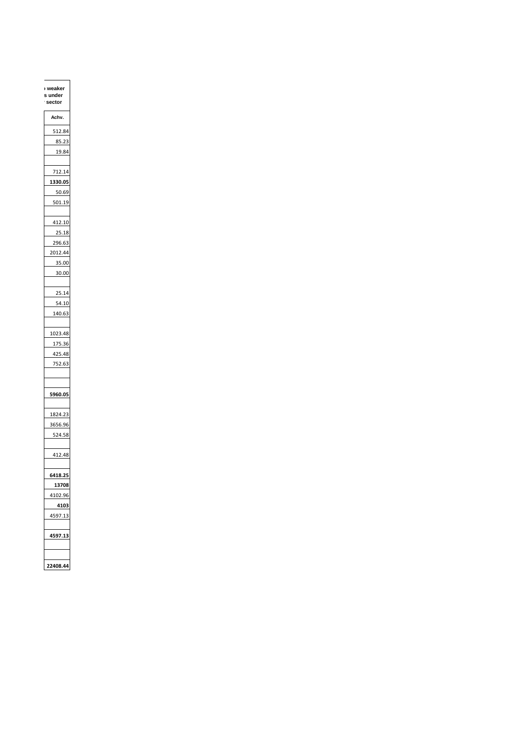| ) weaker s under sector |
|---|
| Achv. |
| 512.84 |
| 85.23 |
| 19.84 |
| |
| 712.14 |
| **1330.05** |
| 50.69 |
| 501.19 |
| |
| 412.10 |
| 25.18 |
| 296.63 |
| 2012.44 |
| 35.00 |
| 30.00 |
| |
| 25.14 |
| 54.10 |
| 140.63 |
| |
| 1023.48 |
| 175.36 |
| 425.48 |
| 752.63 |
| |
| |
| **5960.05** |
| |
| 1824.23 |
| 3656.96 |
| 524.58 |
| |
| 412.48 |
| |
| **6418.25** |
| **13708** |
| 4102.96 |
| **4103** |
| 4597.13 |
| |
| **4597.13** |
| |
| |
| **22408.44** |